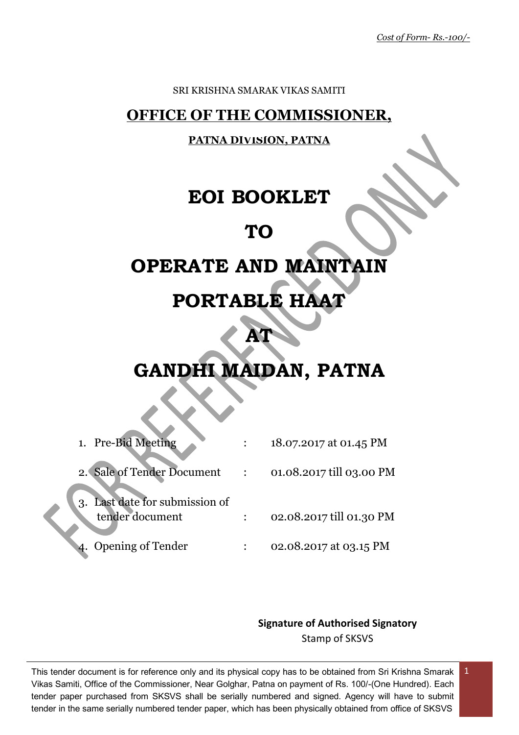*Cost of Form- Rs.-100/-*

SRI KRISHNA SMARAK VIKAS SAMITI

## OFFICE OF THE COMMISSIONER,

**PATNA DIVISION, PATNA**

# EOI BOOKLET

# TO

# OPERATE AND MAINTAIN

# PORTABLE HAAT

# AT

# GANDHI MAIDAN, PATNA

| | | |
|---|---|---|
| 1. Pre-Bid Meeting | : | 18.07.2017 at 01.45 PM |
| 2. Sale of Tender Document | : | 01.08.2017 till 03.00 PM |
| 3. Last date for submission of tender document | : | 02.08.2017 till 01.30 PM |
| 4. Opening of Tender | : | 02.08.2017 at 03.15 PM |

**Signature of Authorised Signatory**

Stamp of SKSVS

This tender document is for reference only and its physical copy has to be obtained from Sri Krishna Smarak Vikas Samiti, Office of the Commissioner, Near Golghar, Patna on payment of Rs. 100/-(One Hundred). Each tender paper purchased from SKSVS shall be serially numbered and signed. Agency will have to submit tender in the same serially numbered tender paper, which has been physically obtained from office of SKSVS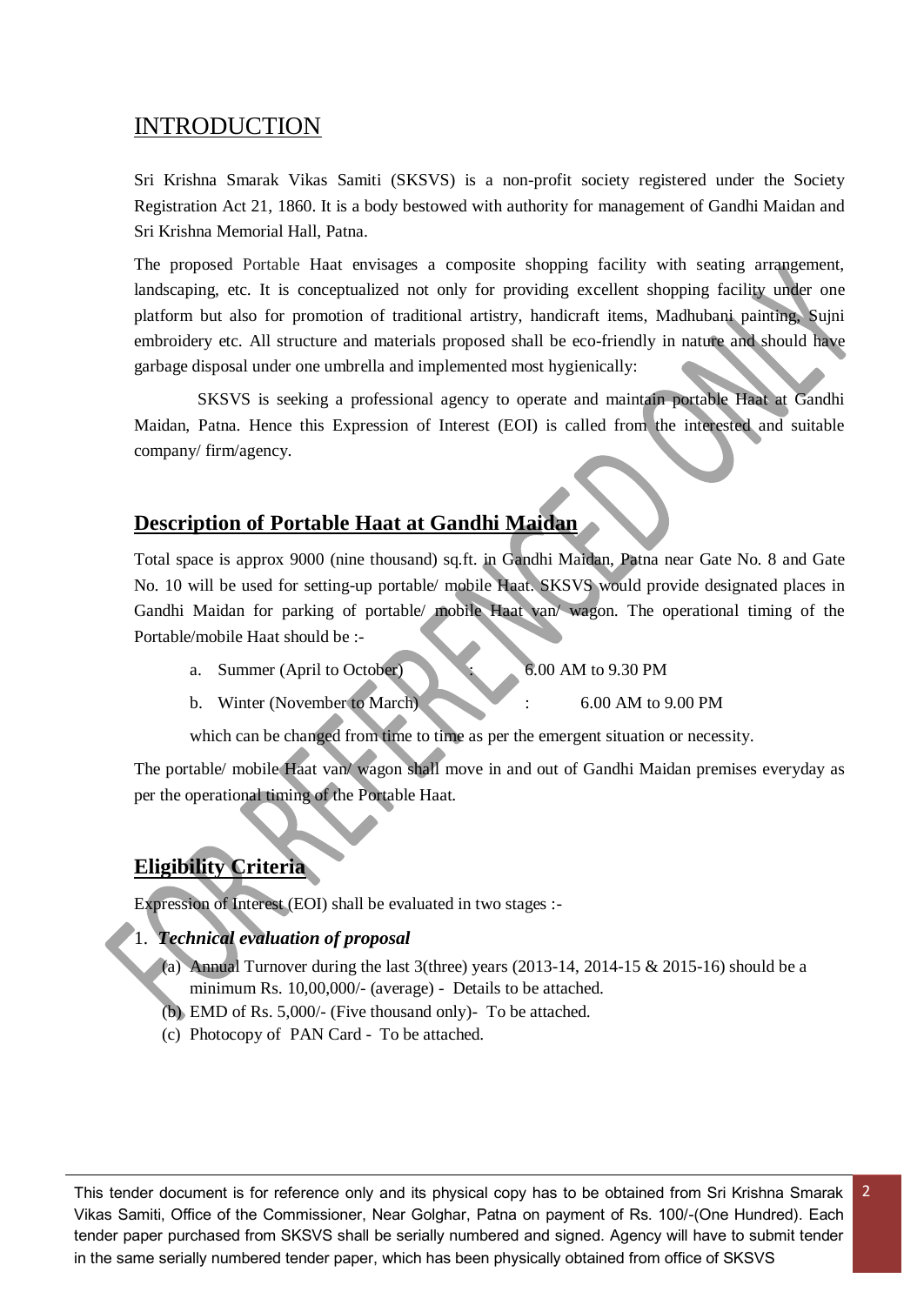# INTRODUCTION

Sri Krishna Smarak Vikas Samiti (SKSVS) is a non-profit society registered under the Society Registration Act 21, 1860. It is a body bestowed with authority for management of Gandhi Maidan and Sri Krishna Memorial Hall, Patna.

The proposed Portable Haat envisages a composite shopping facility with seating arrangement, landscaping, etc. It is conceptualized not only for providing excellent shopping facility under one platform but also for promotion of traditional artistry, handicraft items, Madhubani painting, Sujni embroidery etc. All structure and materials proposed shall be eco-friendly in nature and should have garbage disposal under one umbrella and implemented most hygienically:

SKSVS is seeking a professional agency to operate and maintain portable Haat at Gandhi Maidan, Patna. Hence this Expression of Interest (EOI) is called from the interested and suitable company/ firm/agency.

## Description of Portable Haat at Gandhi Maidan

Total space is approx 9000 (nine thousand) sq.ft. in Gandhi Maidan, Patna near Gate No. 8 and Gate No. 10 will be used for setting-up portable/ mobile Haat. SKSVS would provide designated places in Gandhi Maidan for parking of portable/ mobile Haat van/ wagon. The operational timing of the Portable/mobile Haat should be :-

a. Summer (April to October) : 6.00 AM to 9.30 PM

b. Winter (November to March) : 6.00 AM to 9.00 PM

which can be changed from time to time as per the emergent situation or necessity.

The portable/ mobile Haat van/ wagon shall move in and out of Gandhi Maidan premises everyday as per the operational timing of the Portable Haat.

## Eligibility Criteria

Expression of Interest (EOI) shall be evaluated in two stages :-

1. ***Technical evaluation of proposal***

   (a) Annual Turnover during the last 3(three) years (2013-14, 2014-15 & 2015-16) should be a minimum Rs. 10,00,000/- (average) - Details to be attached.

   (b) EMD of Rs. 5,000/- (Five thousand only)- To be attached.

   (c) Photocopy of PAN Card - To be attached.

This tender document is for reference only and its physical copy has to be obtained from Sri Krishna Smarak Vikas Samiti, Office of the Commissioner, Near Golghar, Patna on payment of Rs. 100/-(One Hundred). Each tender paper purchased from SKSVS shall be serially numbered and signed. Agency will have to submit tender in the same serially numbered tender paper, which has been physically obtained from office of SKSVS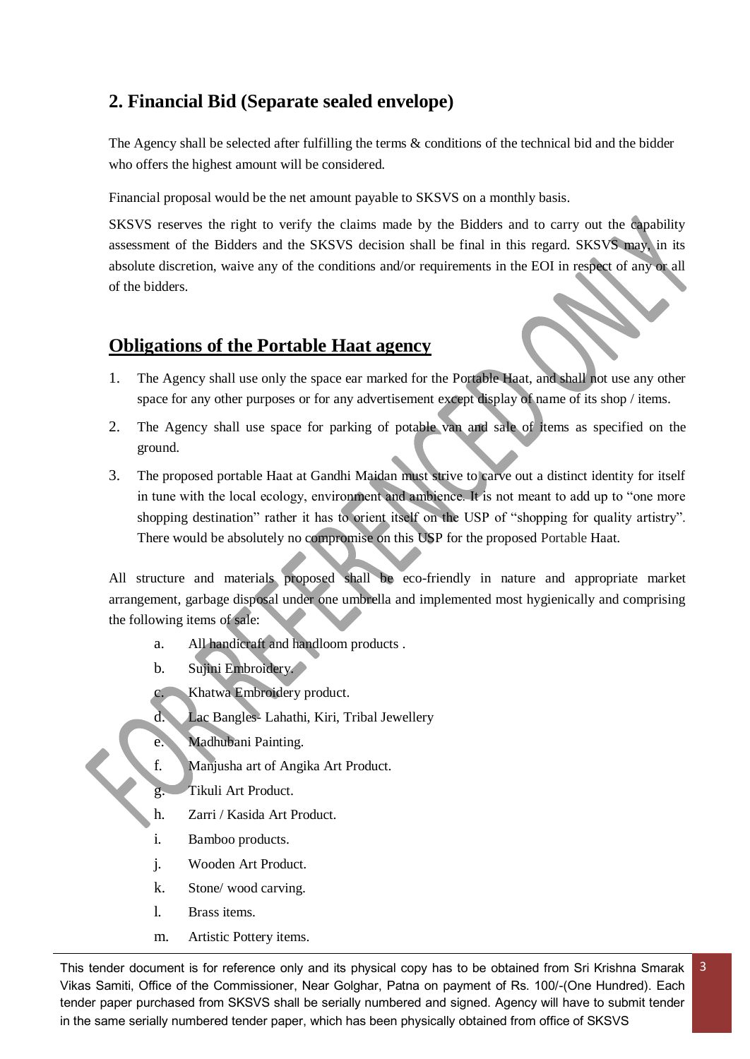## 2. Financial Bid (Separate sealed envelope)

The Agency shall be selected after fulfilling the terms & conditions of the technical bid and the bidder who offers the highest amount will be considered.

Financial proposal would be the net amount payable to SKSVS on a monthly basis.

SKSVS reserves the right to verify the claims made by the Bidders and to carry out the capability assessment of the Bidders and the SKSVS decision shall be final in this regard. SKSVS may, in its absolute discretion, waive any of the conditions and/or requirements in the EOI in respect of any or all of the bidders.

## Obligations of the Portable Haat agency

1. The Agency shall use only the space ear marked for the Portable Haat, and shall not use any other space for any other purposes or for any advertisement except display of name of its shop / items.
2. The Agency shall use space for parking of potable van and sale of items as specified on the ground.
3. The proposed portable Haat at Gandhi Maidan must strive to carve out a distinct identity for itself in tune with the local ecology, environment and ambience. It is not meant to add up to "one more shopping destination" rather it has to orient itself on the USP of "shopping for quality artistry". There would be absolutely no compromise on this USP for the proposed Portable Haat.

All structure and materials proposed shall be eco-friendly in nature and appropriate market arrangement, garbage disposal under one umbrella and implemented most hygienically and comprising the following items of sale:

a. All handicraft and handloom products .
b. Sujini Embroidery.
c. Khatwa Embroidery product.
d. Lac Bangles- Lahathi, Kiri, Tribal Jewellery
e. Madhubani Painting.
f. Manjusha art of Angika Art Product.
g. Tikuli Art Product.
h. Zarri / Kasida Art Product.
i. Bamboo products.
j. Wooden Art Product.
k. Stone/ wood carving.
l. Brass items.
m. Artistic Pottery items.

This tender document is for reference only and its physical copy has to be obtained from Sri Krishna Smarak Vikas Samiti, Office of the Commissioner, Near Golghar, Patna on payment of Rs. 100/-(One Hundred). Each tender paper purchased from SKSVS shall be serially numbered and signed. Agency will have to submit tender in the same serially numbered tender paper, which has been physically obtained from office of SKSVS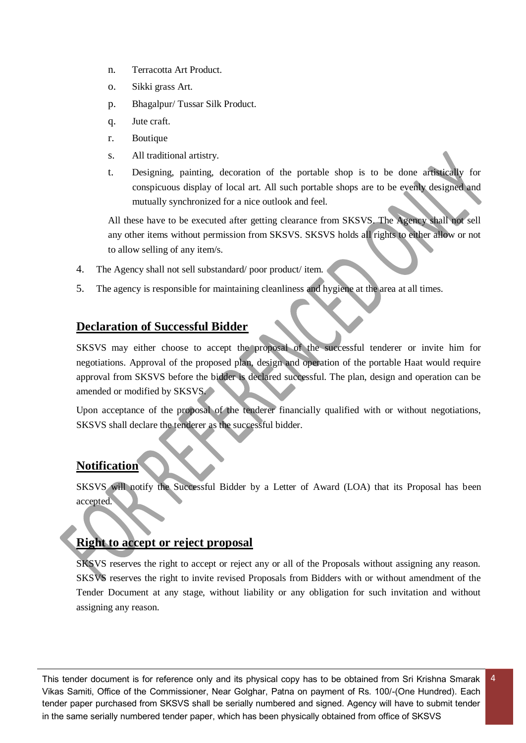n. Terracotta Art Product.

o. Sikki grass Art.

p. Bhagalpur/ Tussar Silk Product.

q. Jute craft.

r. Boutique

s. All traditional artistry.

t. Designing, painting, decoration of the portable shop is to be done artistically for conspicuous display of local art. All such portable shops are to be evenly designed and mutually synchronized for a nice outlook and feel.

All these have to be executed after getting clearance from SKSVS. The Agency shall not sell any other items without permission from SKSVS. SKSVS holds all rights to either allow or not to allow selling of any item/s.

4. The Agency shall not sell substandard/ poor product/ item.
5. The agency is responsible for maintaining cleanliness and hygiene at the area at all times.

## Declaration of Successful Bidder

SKSVS may either choose to accept the proposal of the successful tenderer or invite him for negotiations. Approval of the proposed plan, design and operation of the portable Haat would require approval from SKSVS before the bidder is declared successful. The plan, design and operation can be amended or modified by SKSVS.

Upon acceptance of the proposal of the tenderer financially qualified with or without negotiations, SKSVS shall declare the tenderer as the successful bidder.

## Notification

SKSVS will notify the Successful Bidder by a Letter of Award (LOA) that its Proposal has been accepted.

## Right to accept or reject proposal

SKSVS reserves the right to accept or reject any or all of the Proposals without assigning any reason. SKSVS reserves the right to invite revised Proposals from Bidders with or without amendment of the Tender Document at any stage, without liability or any obligation for such invitation and without assigning any reason.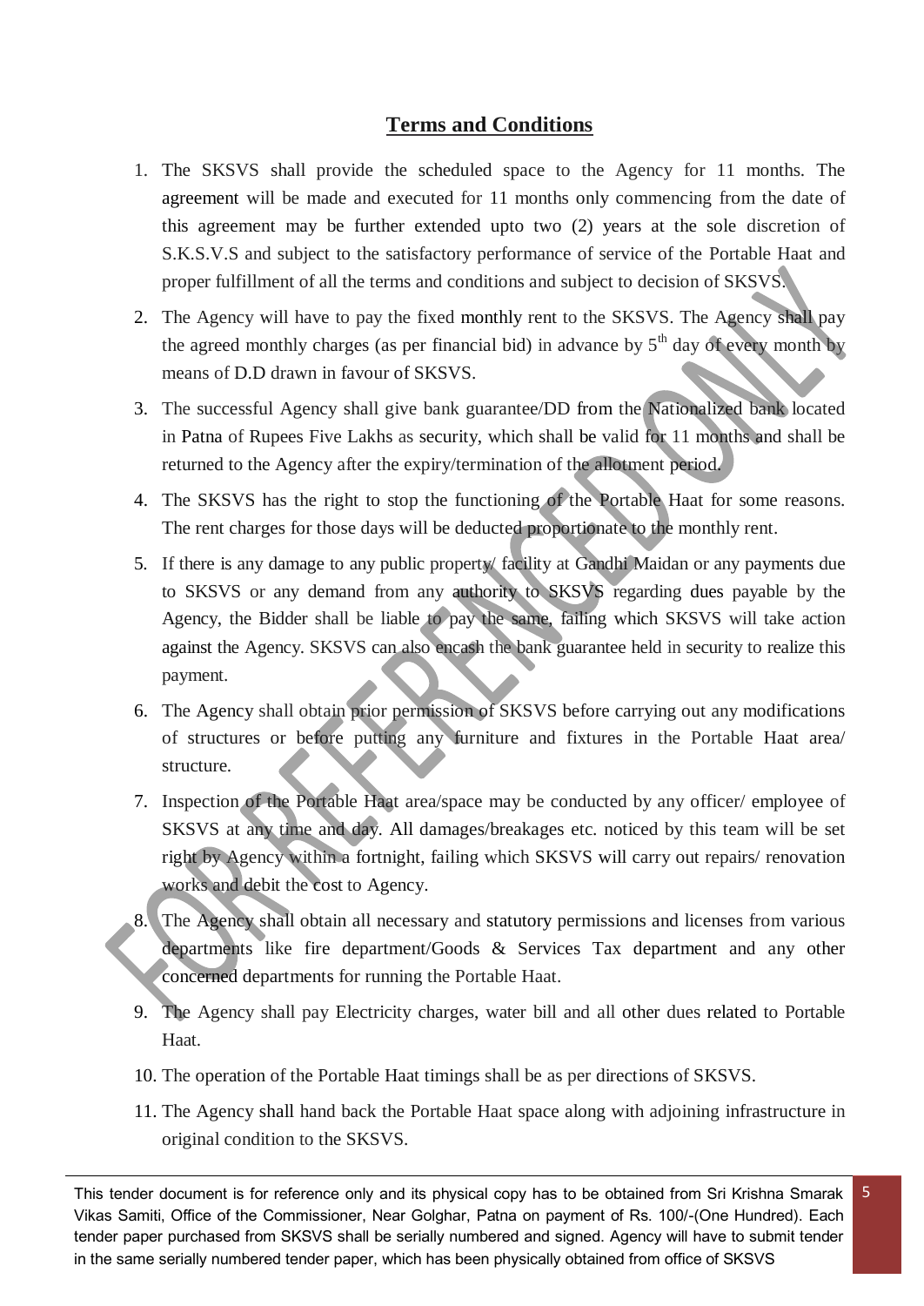## Terms and Conditions

1. The SKSVS shall provide the scheduled space to the Agency for 11 months. The agreement will be made and executed for 11 months only commencing from the date of this agreement may be further extended upto two (2) years at the sole discretion of S.K.S.V.S and subject to the satisfactory performance of service of the Portable Haat and proper fulfillment of all the terms and conditions and subject to decision of SKSVS.
2. The Agency will have to pay the fixed monthly rent to the SKSVS. The Agency shall pay the agreed monthly charges (as per financial bid) in advance by 5th day of every month by means of D.D drawn in favour of SKSVS.
3. The successful Agency shall give bank guarantee/DD from the Nationalized bank located in Patna of Rupees Five Lakhs as security, which shall be valid for 11 months and shall be returned to the Agency after the expiry/termination of the allotment period.
4. The SKSVS has the right to stop the functioning of the Portable Haat for some reasons. The rent charges for those days will be deducted proportionate to the monthly rent.
5. If there is any damage to any public property/ facility at Gandhi Maidan or any payments due to SKSVS or any demand from any authority to SKSVS regarding dues payable by the Agency, the Bidder shall be liable to pay the same, failing which SKSVS will take action against the Agency. SKSVS can also encash the bank guarantee held in security to realize this payment.
6. The Agency shall obtain prior permission of SKSVS before carrying out any modifications of structures or before putting any furniture and fixtures in the Portable Haat area/ structure.
7. Inspection of the Portable Haat area/space may be conducted by any officer/ employee of SKSVS at any time and day. All damages/breakages etc. noticed by this team will be set right by Agency within a fortnight, failing which SKSVS will carry out repairs/ renovation works and debit the cost to Agency.
8. The Agency shall obtain all necessary and statutory permissions and licenses from various departments like fire department/Goods & Services Tax department and any other concerned departments for running the Portable Haat.
9. The Agency shall pay Electricity charges, water bill and all other dues related to Portable Haat.
10. The operation of the Portable Haat timings shall be as per directions of SKSVS.
11. The Agency shall hand back the Portable Haat space along with adjoining infrastructure in original condition to the SKSVS.

This tender document is for reference only and its physical copy has to be obtained from Sri Krishna Smarak Vikas Samiti, Office of the Commissioner, Near Golghar, Patna on payment of Rs. 100/-(One Hundred). Each tender paper purchased from SKSVS shall be serially numbered and signed. Agency will have to submit tender in the same serially numbered tender paper, which has been physically obtained from office of SKSVS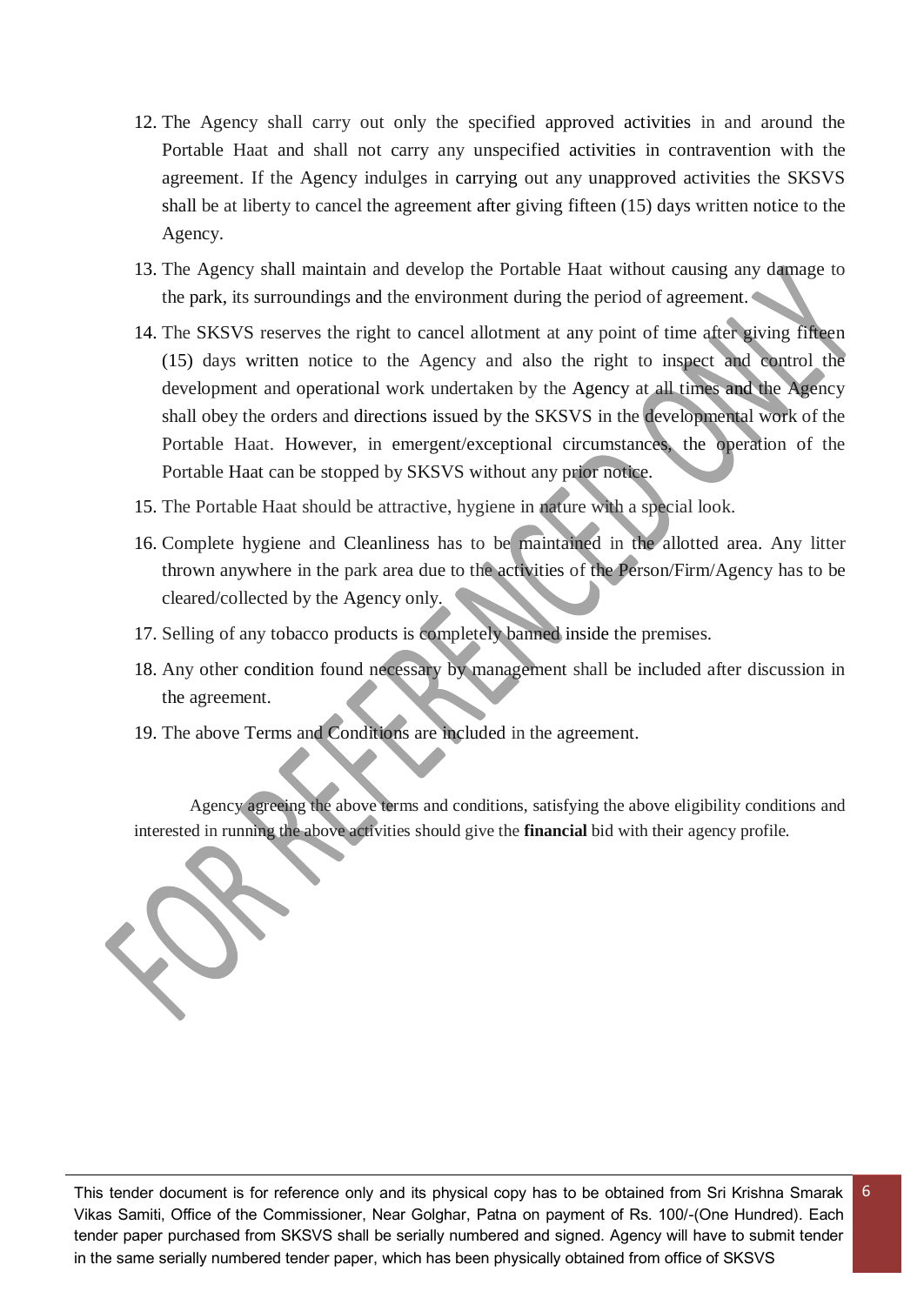12. The Agency shall carry out only the specified approved activities in and around the Portable Haat and shall not carry any unspecified activities in contravention with the agreement. If the Agency indulges in carrying out any unapproved activities the SKSVS shall be at liberty to cancel the agreement after giving fifteen (15) days written notice to the Agency.
13. The Agency shall maintain and develop the Portable Haat without causing any damage to the park, its surroundings and the environment during the period of agreement.
14. The SKSVS reserves the right to cancel allotment at any point of time after giving fifteen (15) days written notice to the Agency and also the right to inspect and control the development and operational work undertaken by the Agency at all times and the Agency shall obey the orders and directions issued by the SKSVS in the developmental work of the Portable Haat. However, in emergent/exceptional circumstances, the operation of the Portable Haat can be stopped by SKSVS without any prior notice.
15. The Portable Haat should be attractive, hygiene in nature with a special look.
16. Complete hygiene and Cleanliness has to be maintained in the allotted area. Any litter thrown anywhere in the park area due to the activities of the Person/Firm/Agency has to be cleared/collected by the Agency only.
17. Selling of any tobacco products is completely banned inside the premises.
18. Any other condition found necessary by management shall be included after discussion in the agreement.
19. The above Terms and Conditions are included in the agreement.

Agency agreeing the above terms and conditions, satisfying the above eligibility conditions and interested in running the above activities should give the **financial** bid with their agency profile.

This tender document is for reference only and its physical copy has to be obtained from Sri Krishna Smarak Vikas Samiti, Office of the Commissioner, Near Golghar, Patna on payment of Rs. 100/-(One Hundred). Each tender paper purchased from SKSVS shall be serially numbered and signed. Agency will have to submit tender in the same serially numbered tender paper, which has been physically obtained from office of SKSVS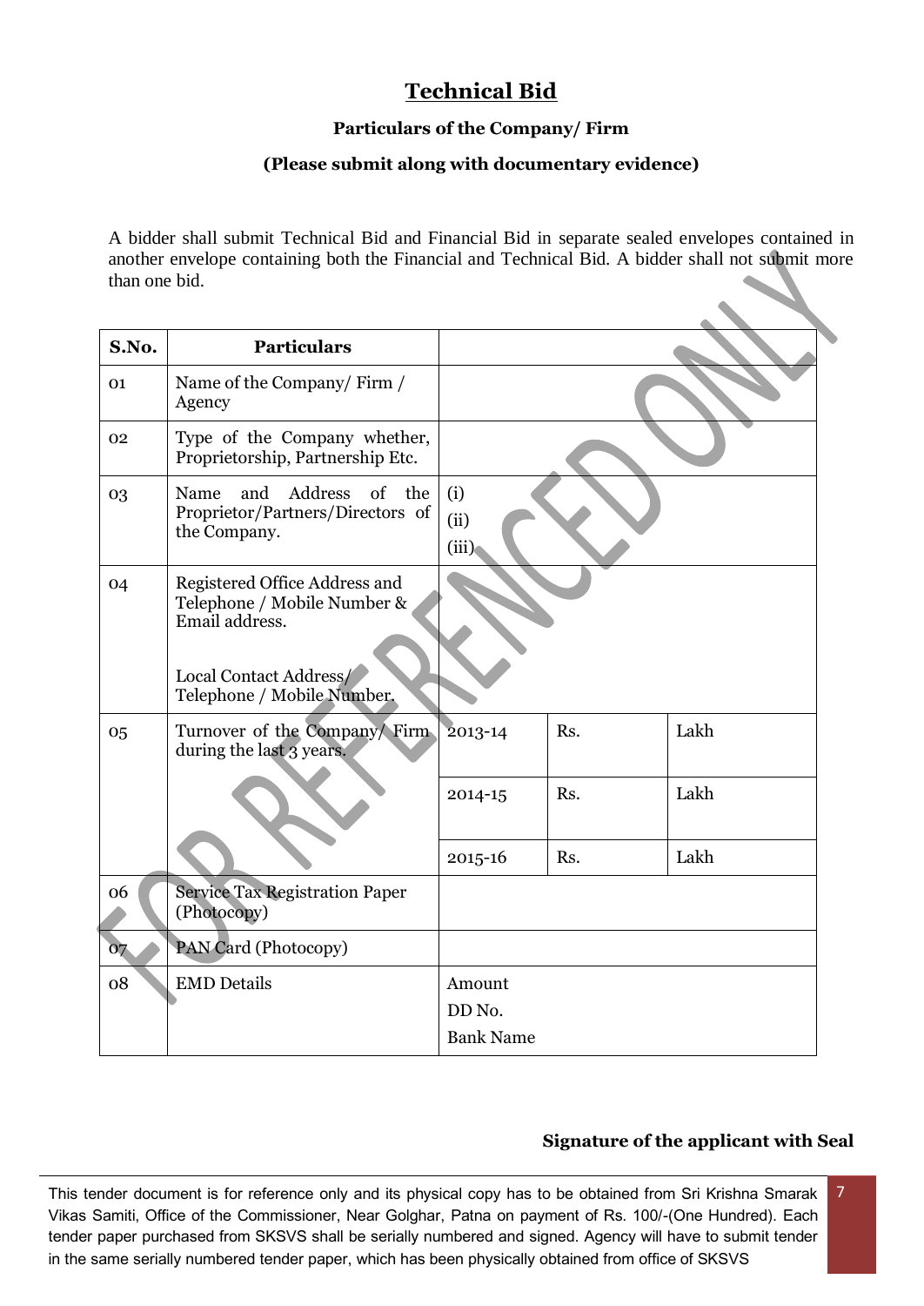# Technical Bid

### Particulars of the Company/ Firm

### (Please submit along with documentary evidence)

A bidder shall submit Technical Bid and Financial Bid in separate sealed envelopes contained in another envelope containing both the Financial and Technical Bid. A bidder shall not submit more than one bid.

| S.No. | Particulars | | | |
|---|---|---|---|---|
| 01 | Name of the Company/ Firm / Agency | | | |
| 02 | Type of the Company whether, Proprietorship, Partnership Etc. | | | |
| 03 | Name and Address of the Proprietor/Partners/Directors of the Company. | (i)<br>(ii)<br>(iii) | | |
| 04 | Registered Office Address and Telephone / Mobile Number & Email address.<br><br>Local Contact Address/ Telephone / Mobile Number. | | | |
| 05 | Turnover of the Company/ Firm during the last 3 years. | 2013-14 | Rs. | Lakh |
| | | 2014-15 | Rs. | Lakh |
| | | 2015-16 | Rs. | Lakh |
| 06 | Service Tax Registration Paper (Photocopy) | | | |
| 07 | PAN Card (Photocopy) | | | |
| 08 | EMD Details | Amount<br>DD No.<br>Bank Name | | |

**Signature of the applicant with Seal**

This tender document is for reference only and its physical copy has to be obtained from Sri Krishna Smarak Vikas Samiti, Office of the Commissioner, Near Golghar, Patna on payment of Rs. 100/-(One Hundred). Each tender paper purchased from SKSVS shall be serially numbered and signed. Agency will have to submit tender in the same serially numbered tender paper, which has been physically obtained from office of SKSVS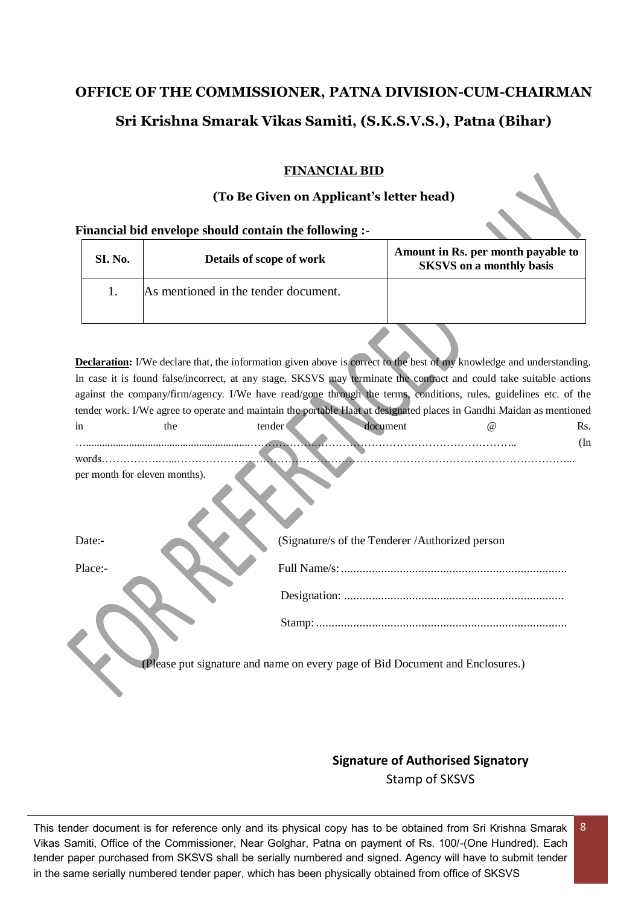# OFFICE OF THE COMMISSIONER, PATNA DIVISION-CUM-CHAIRMAN

## Sri Krishna Smarak Vikas Samiti, (S.K.S.V.S.), Patna (Bihar)

### FINANCIAL BID

**(To Be Given on Applicant's letter head)**

**Financial bid envelope should contain the following :-**

| SI. No. | Details of scope of work | Amount in Rs. per month payable to SKSVS on a monthly basis |
|---|---|---|
| 1. | As mentioned in the tender document. | |

**Declaration:** I/We declare that, the information given above is correct to the best of my knowledge and understanding. In case it is found false/incorrect, at any stage, SKSVS may terminate the contract and could take suitable actions against the company/firm/agency. I/We have read/gone through the terms, conditions, rules, guidelines etc. of the tender work. I/We agree to operate and maintain the portable Haat at designated places in Gandhi Maidan as mentioned in the tender document @ Rs. …........................................................................................................................................ (In words……………………………………………………………………………………………………... per month for eleven months).

Date:- (Signature/s of the Tenderer /Authorized person

Place:- Full Name/s: ........................................................................

Designation: .......................................................................

Stamp: .................................................................................

(Please put signature and name on every page of Bid Document and Enclosures.)

**Signature of Authorised Signatory**

Stamp of SKSVS

This tender document is for reference only and its physical copy has to be obtained from Sri Krishna Smarak Vikas Samiti, Office of the Commissioner, Near Golghar, Patna on payment of Rs. 100/-(One Hundred). Each tender paper purchased from SKSVS shall be serially numbered and signed. Agency will have to submit tender in the same serially numbered tender paper, which has been physically obtained from office of SKSVS